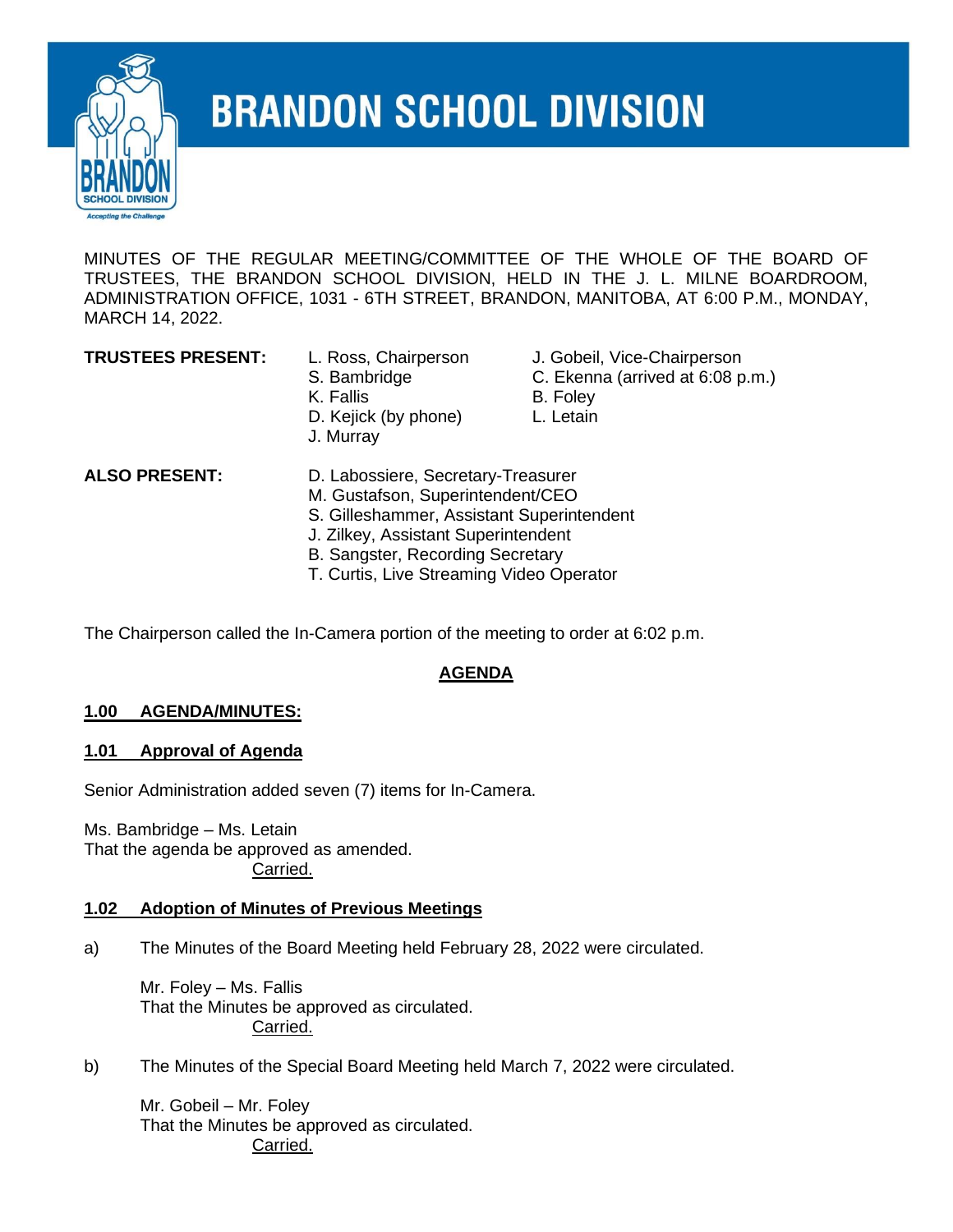# BRANDON SCHOOL DIVISION

MINUTES OF THE REGULAR MEETING/COMMITTEE OF THE WHOLE OF THE BOARD OF TRUSTEES, THE BRANDON SCHOOL DIVISION, HELD IN THE J. L. MILNE BOARDROOM, ADMINISTRATION OFFICE, 1031 - 6TH STREET, BRANDON, MANITOBA, AT 6:00 P.M., MONDAY, MARCH 14, 2022.

**TRUSTEES PRESENT:**

- L. Ross, Chairperson
- J. Gobeil, Vice-Chairperson
- S. Bambridge
- C. Ekenna (arrived at 6:08 p.m.)
- K. Fallis
- B. Foley
- D. Kejick (by phone)
- L. Letain
- J. Murray

**ALSO PRESENT:**

- D. Labossiere, Secretary-Treasurer
- M. Gustafson, Superintendent/CEO
- S. Gilleshammer, Assistant Superintendent
- J. Zilkey, Assistant Superintendent
- B. Sangster, Recording Secretary
- T. Curtis, Live Streaming Video Operator

The Chairperson called the In-Camera portion of the meeting to order at 6:02 p.m.

## AGENDA

### 1.00 AGENDA/MINUTES:

### 1.01 Approval of Agenda

Senior Administration added seven (7) items for In-Camera.

Ms. Bambridge – Ms. Letain
That the agenda be approved as amended.
Carried.

### 1.02 Adoption of Minutes of Previous Meetings

a) The Minutes of the Board Meeting held February 28, 2022 were circulated.

Mr. Foley – Ms. Fallis
That the Minutes be approved as circulated.
Carried.

b) The Minutes of the Special Board Meeting held March 7, 2022 were circulated.

Mr. Gobeil – Mr. Foley
That the Minutes be approved as circulated.
Carried.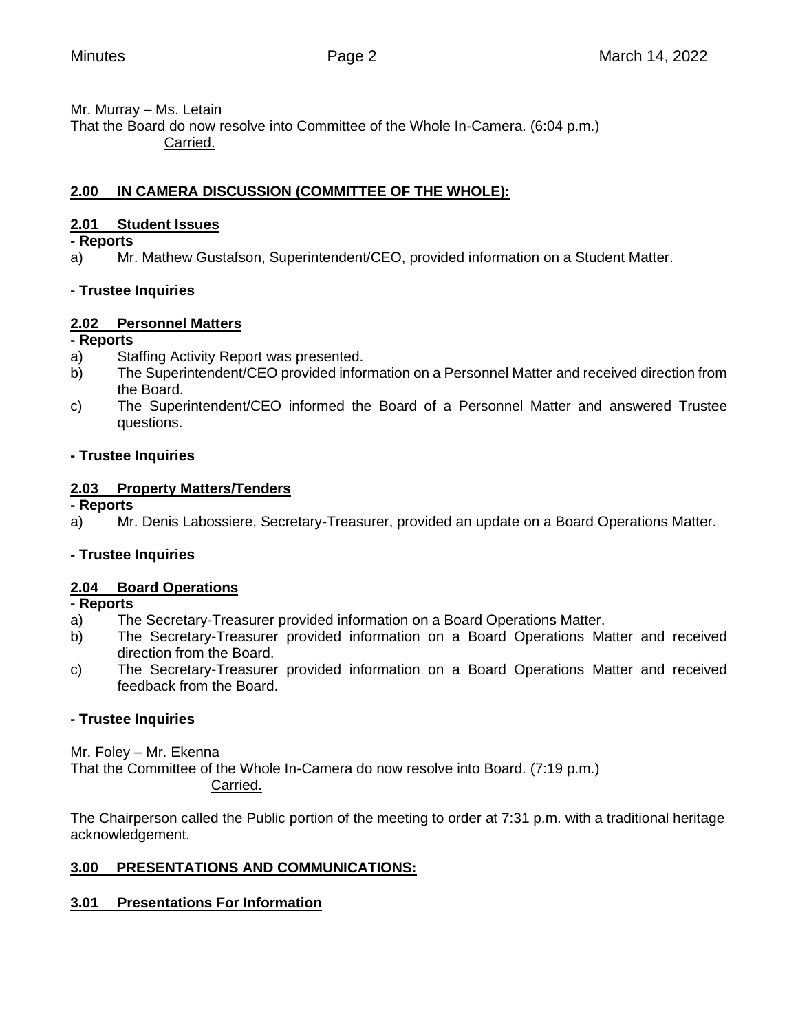Mr. Murray – Ms. Letain
That the Board do now resolve into Committee of the Whole In-Camera. (6:04 p.m.)
Carried.

## 2.00 IN CAMERA DISCUSSION (COMMITTEE OF THE WHOLE):

### 2.01 Student Issues

**- Reports**

a) Mr. Mathew Gustafson, Superintendent/CEO, provided information on a Student Matter.

**- Trustee Inquiries**

### 2.02 Personnel Matters

**- Reports**

a) Staffing Activity Report was presented.
b) The Superintendent/CEO provided information on a Personnel Matter and received direction from the Board.
c) The Superintendent/CEO informed the Board of a Personnel Matter and answered Trustee questions.

**- Trustee Inquiries**

### 2.03 Property Matters/Tenders

**- Reports**

a) Mr. Denis Labossiere, Secretary-Treasurer, provided an update on a Board Operations Matter.

**- Trustee Inquiries**

### 2.04 Board Operations

**- Reports**

a) The Secretary-Treasurer provided information on a Board Operations Matter.
b) The Secretary-Treasurer provided information on a Board Operations Matter and received direction from the Board.
c) The Secretary-Treasurer provided information on a Board Operations Matter and received feedback from the Board.

**- Trustee Inquiries**

Mr. Foley – Mr. Ekenna
That the Committee of the Whole In-Camera do now resolve into Board. (7:19 p.m.)
Carried.

The Chairperson called the Public portion of the meeting to order at 7:31 p.m. with a traditional heritage acknowledgement.

## 3.00 PRESENTATIONS AND COMMUNICATIONS:

### 3.01 Presentations For Information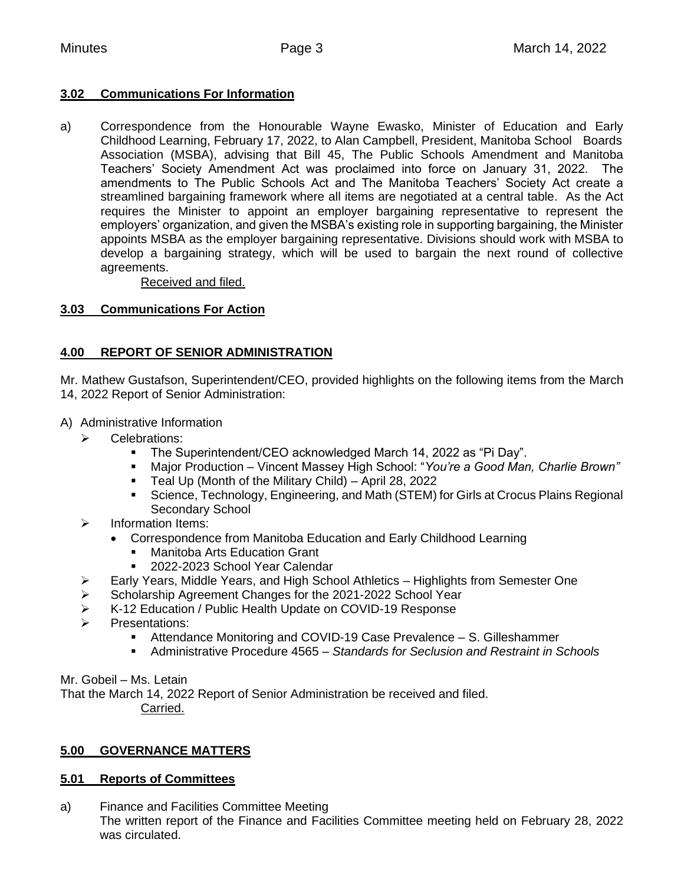### **3.02 Communications For Information**

a) Correspondence from the Honourable Wayne Ewasko, Minister of Education and Early Childhood Learning, February 17, 2022, to Alan Campbell, President, Manitoba School Boards Association (MSBA), advising that Bill 45, The Public Schools Amendment and Manitoba Teachers' Society Amendment Act was proclaimed into force on January 31, 2022. The amendments to The Public Schools Act and The Manitoba Teachers' Society Act create a streamlined bargaining framework where all items are negotiated at a central table. As the Act requires the Minister to appoint an employer bargaining representative to represent the employers' organization, and given the MSBA's existing role in supporting bargaining, the Minister appoints MSBA as the employer bargaining representative. Divisions should work with MSBA to develop a bargaining strategy, which will be used to bargain the next round of collective agreements.

Received and filed.

### **3.03 Communications For Action**

## **4.00 REPORT OF SENIOR ADMINISTRATION**

Mr. Mathew Gustafson, Superintendent/CEO, provided highlights on the following items from the March 14, 2022 Report of Senior Administration:

A) Administrative Information
- Celebrations:
  - The Superintendent/CEO acknowledged March 14, 2022 as "Pi Day".
  - Major Production – Vincent Massey High School: "*You're a Good Man, Charlie Brown"*
  - Teal Up (Month of the Military Child) – April 28, 2022
  - Science, Technology, Engineering, and Math (STEM) for Girls at Crocus Plains Regional Secondary School
- Information Items:
  - Correspondence from Manitoba Education and Early Childhood Learning
    - Manitoba Arts Education Grant
    - 2022-2023 School Year Calendar
- Early Years, Middle Years, and High School Athletics – Highlights from Semester One
- Scholarship Agreement Changes for the 2021-2022 School Year
- K-12 Education / Public Health Update on COVID-19 Response
- Presentations:
  - Attendance Monitoring and COVID-19 Case Prevalence – S. Gilleshammer
  - Administrative Procedure 4565 – *Standards for Seclusion and Restraint in Schools*

Mr. Gobeil – Ms. Letain
That the March 14, 2022 Report of Senior Administration be received and filed.

Carried.

## **5.00 GOVERNANCE MATTERS**

### **5.01 Reports of Committees**

a) Finance and Facilities Committee Meeting
The written report of the Finance and Facilities Committee meeting held on February 28, 2022 was circulated.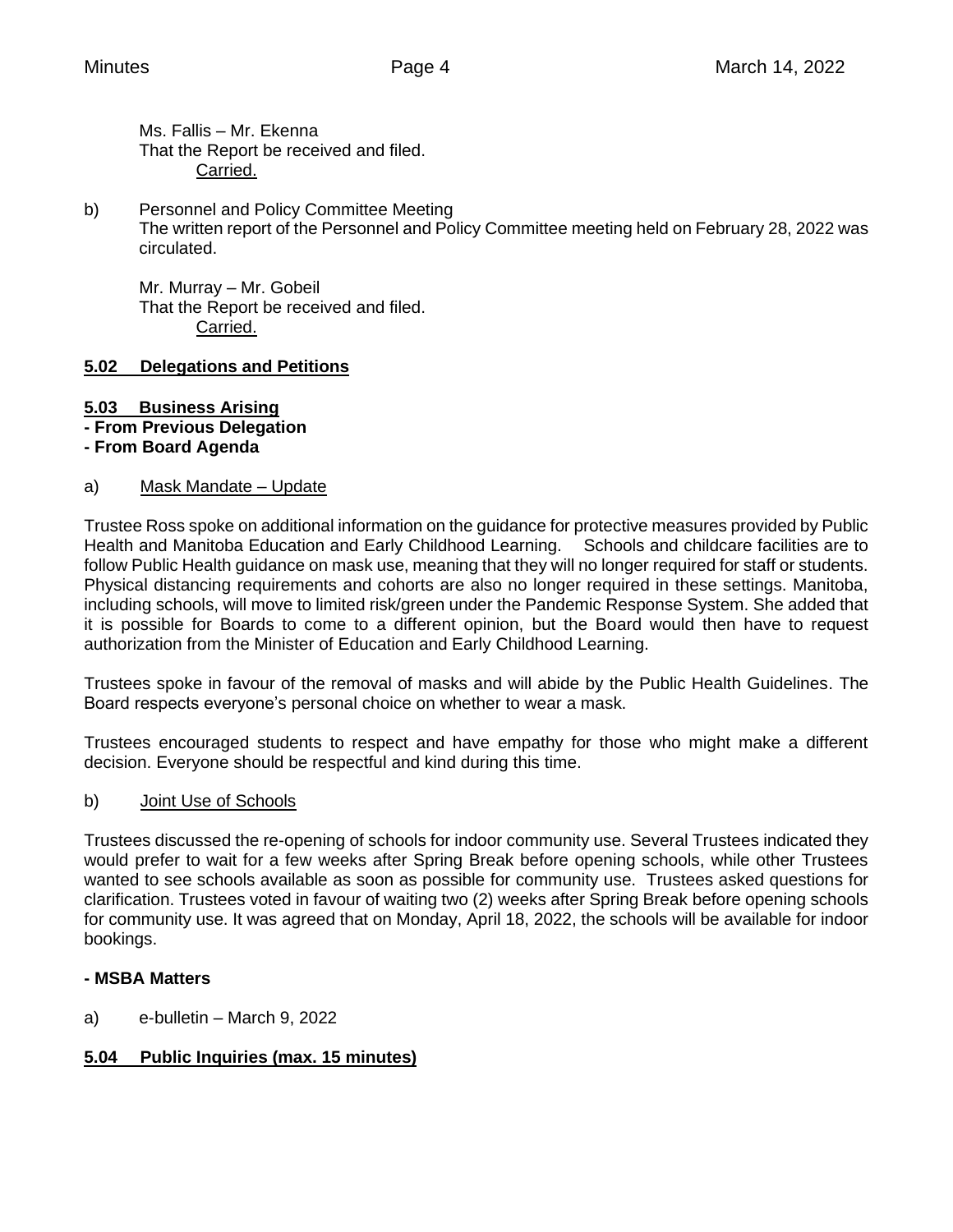Ms. Fallis – Mr. Ekenna
That the Report be received and filed.
Carried.

b) Personnel and Policy Committee Meeting
The written report of the Personnel and Policy Committee meeting held on February 28, 2022 was circulated.

Mr. Murray – Mr. Gobeil
That the Report be received and filed.
Carried.

## 5.02 Delegations and Petitions

## 5.03 Business Arising

**- From Previous Delegation**

**- From Board Agenda**

a) Mask Mandate – Update

Trustee Ross spoke on additional information on the guidance for protective measures provided by Public Health and Manitoba Education and Early Childhood Learning. Schools and childcare facilities are to follow Public Health guidance on mask use, meaning that they will no longer required for staff or students. Physical distancing requirements and cohorts are also no longer required in these settings. Manitoba, including schools, will move to limited risk/green under the Pandemic Response System. She added that it is possible for Boards to come to a different opinion, but the Board would then have to request authorization from the Minister of Education and Early Childhood Learning.

Trustees spoke in favour of the removal of masks and will abide by the Public Health Guidelines. The Board respects everyone's personal choice on whether to wear a mask.

Trustees encouraged students to respect and have empathy for those who might make a different decision. Everyone should be respectful and kind during this time.

b) Joint Use of Schools

Trustees discussed the re-opening of schools for indoor community use. Several Trustees indicated they would prefer to wait for a few weeks after Spring Break before opening schools, while other Trustees wanted to see schools available as soon as possible for community use. Trustees asked questions for clarification. Trustees voted in favour of waiting two (2) weeks after Spring Break before opening schools for community use. It was agreed that on Monday, April 18, 2022, the schools will be available for indoor bookings.

**- MSBA Matters**

a) e-bulletin – March 9, 2022

## 5.04 Public Inquiries (max. 15 minutes)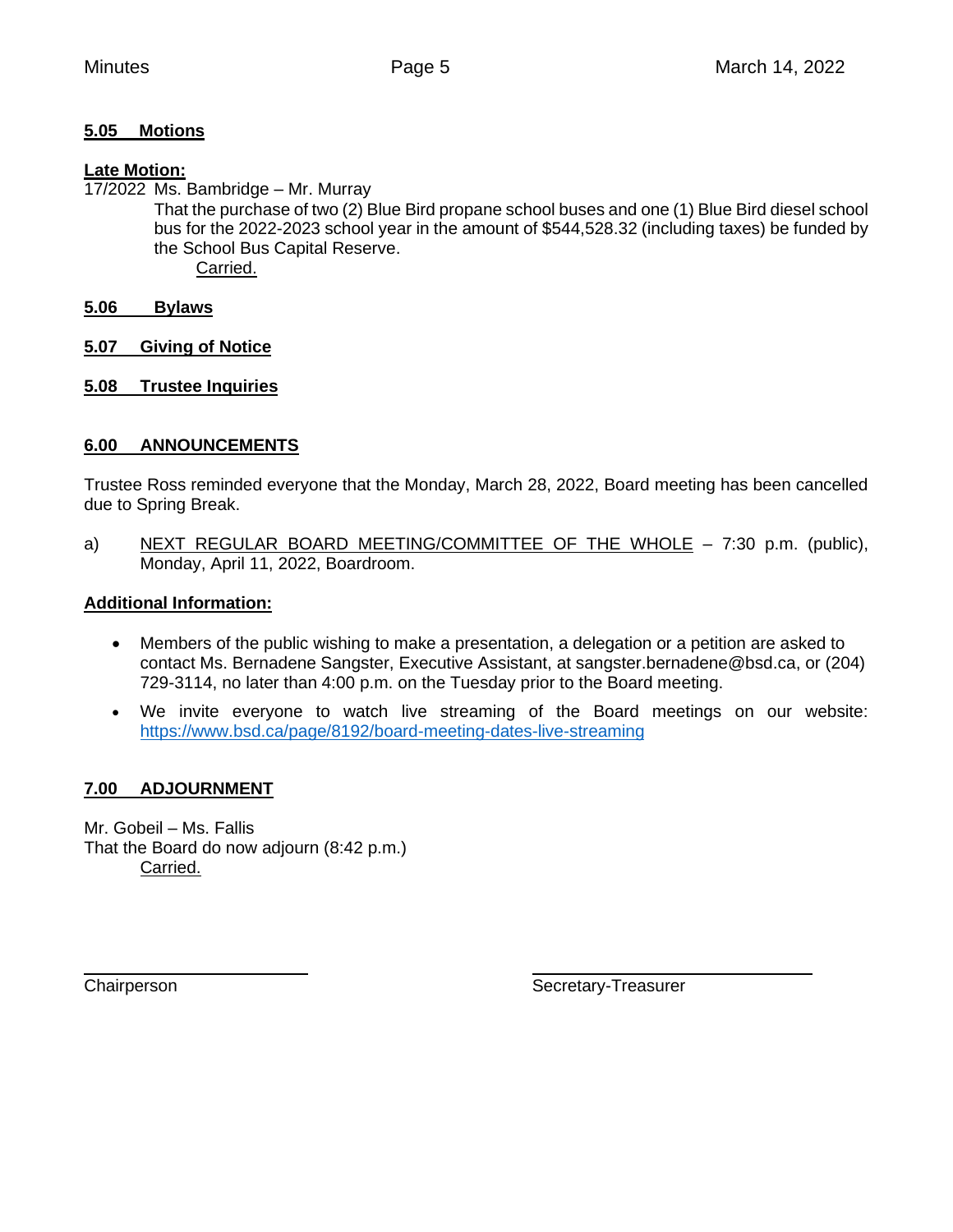### 5.05 Motions

**Late Motion:**

17/2022 Ms. Bambridge – Mr. Murray

That the purchase of two (2) Blue Bird propane school buses and one (1) Blue Bird diesel school bus for the 2022-2023 school year in the amount of $544,528.32 (including taxes) be funded by the School Bus Capital Reserve.

Carried.

### 5.06 Bylaws

### 5.07 Giving of Notice

### 5.08 Trustee Inquiries

## 6.00 ANNOUNCEMENTS

Trustee Ross reminded everyone that the Monday, March 28, 2022, Board meeting has been cancelled due to Spring Break.

a) NEXT REGULAR BOARD MEETING/COMMITTEE OF THE WHOLE – 7:30 p.m. (public), Monday, April 11, 2022, Boardroom.

**Additional Information:**

- Members of the public wishing to make a presentation, a delegation or a petition are asked to contact Ms. Bernadene Sangster, Executive Assistant, at sangster.bernadene@bsd.ca, or (204) 729-3114, no later than 4:00 p.m. on the Tuesday prior to the Board meeting.
- We invite everyone to watch live streaming of the Board meetings on our website: https://www.bsd.ca/page/8192/board-meeting-dates-live-streaming

## 7.00 ADJOURNMENT

Mr. Gobeil – Ms. Fallis

That the Board do now adjourn (8:42 p.m.)

Carried.

Chairperson

Secretary-Treasurer